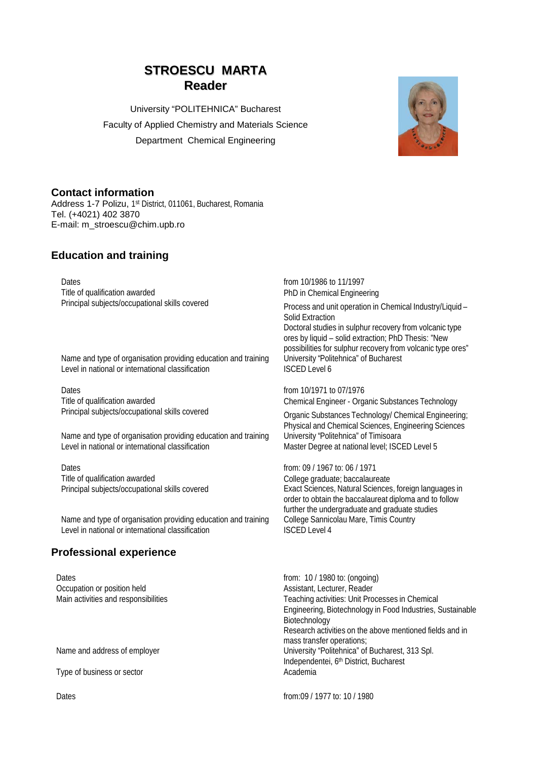# STROESCU MARTA
## Reader

University "POLITEHNICA" Bucharest
Faculty of Applied Chemistry and Materials Science
Department Chemical Engineering

## Contact information

Address 1-7 Polizu, 1st District, 011061, Bucharest, Romania
Tel. (+4021) 402 3870
E-mail: m_stroescu@chim.upb.ro

## Education and training

| | |
|---|---|
| Dates | from 10/1986 to 11/1997 |
| Title of qualification awarded | PhD in Chemical Engineering |
| Principal subjects/occupational skills covered | Process and unit operation in Chemical Industry/Liquid – Solid Extraction<br>Doctoral studies in sulphur recovery from volcanic type ores by liquid – solid extraction; PhD Thesis: "New possibilities for sulphur recovery from volcanic type ores" |
| Name and type of organisation providing education and training | University "Politehnica" of Bucharest |
| Level in national or international classification | ISCED Level 6 |

| | |
|---|---|
| Dates | from 10/1971 to 07/1976 |
| Title of qualification awarded | Chemical Engineer - Organic Substances Technology |
| Principal subjects/occupational skills covered | Organic Substances Technology/ Chemical Engineering; Physical and Chemical Sciences, Engineering Sciences |
| Name and type of organisation providing education and training | University "Politehnica" of Timisoara |
| Level in national or international classification | Master Degree at national level; ISCED Level 5 |

| | |
|---|---|
| Dates | from: 09 / 1967 to: 06 / 1971 |
| Title of qualification awarded | College graduate; baccalaureate |
| Principal subjects/occupational skills covered | Exact Sciences, Natural Sciences, foreign languages in order to obtain the baccalaureat diploma and to follow further the undergraduate and graduate studies |
| Name and type of organisation providing education and training | College Sannicolau Mare, Timis Country |
| Level in national or international classification | ISCED Level 4 |

## Professional experience

| | |
|---|---|
| Dates | from: 10 / 1980 to: (ongoing) |
| Occupation or position held | Assistant, Lecturer, Reader |
| Main activities and responsibilities | Teaching activities: Unit Processes in Chemical Engineering, Biotechnology in Food Industries, Sustainable Biotechnology<br>Research activities on the above mentioned fields and in mass transfer operations; |
| Name and address of employer | University "Politehnica" of Bucharest, 313 Spl. Independentei, 6th District, Bucharest |
| Type of business or sector | Academia |

| | |
|---|---|
| Dates | from:09 / 1977 to: 10 / 1980 |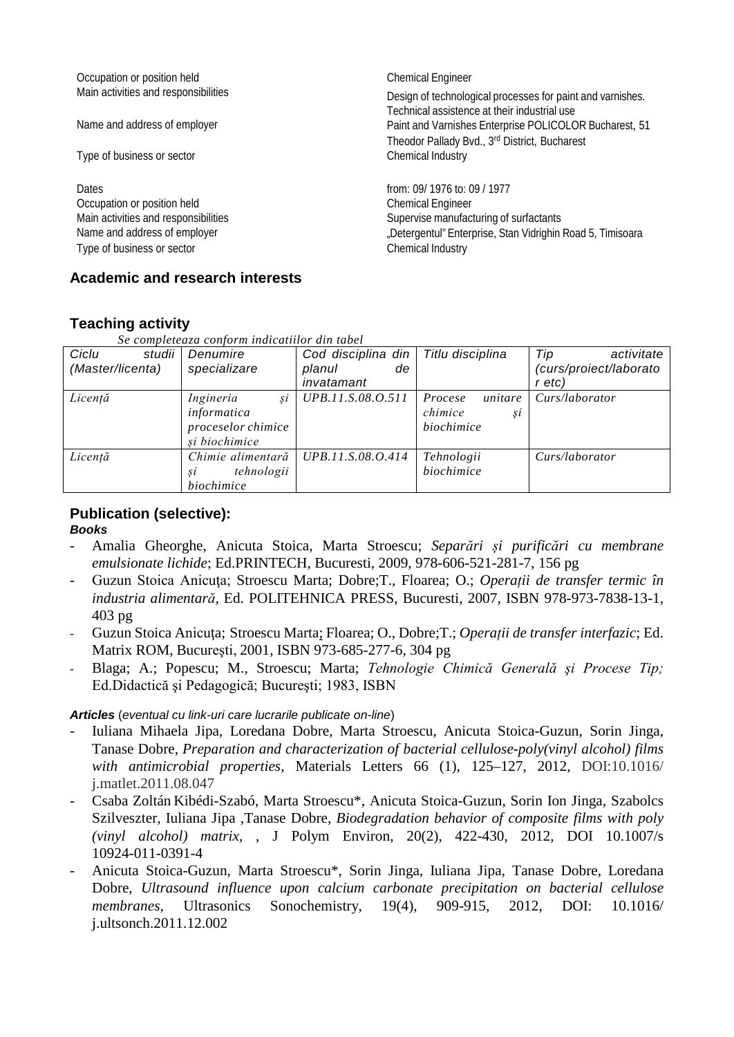Occupation or position held: Chemical Engineer

Main activities and responsibilities: Design of technological processes for paint and varnishes. Technical assistence at their industrial use

Name and address of employer: Paint and Varnishes Enterprise POLICOLOR Bucharest, 51 Theodor Pallady Bvd., 3rd District, Bucharest

Type of business or sector: Chemical Industry

Dates: from: 09/ 1976 to: 09 / 1977

Occupation or position held: Chemical Engineer

Main activities and responsibilities: Supervise manufacturing of surfactants

Name and address of employer: „Detergentul" Enterprise, Stan Vidrighin Road 5, Timisoara

Type of business or sector: Chemical Industry

## Academic and research interests

## Teaching activity

*Se completeaza conform indicatiilor din tabel*

| *Ciclu studii (Master/licenta)* | *Denumire specializare* | *Cod disciplina din planul de invatamant* | *Titlu disciplina* | *Tip activitate (curs/proiect/laborator etc)* |
|---|---|---|---|---|
| *Licenţă* | *Ingineria şi informatica proceselor chimice şi biochimice* | *UPB.11.S.08.O.511* | *Procese unitare chimice şi biochimice* | *Curs/laborator* |
| *Licenţă* | *Chimie alimentară şi tehnologii biochimice* | *UPB.11.S.08.O.414* | *Tehnologii biochimice* | *Curs/laborator* |

## Publication (selective):

***Books***

- Amalia Gheorghe, Anicuta Stoica, Marta Stroescu; *Separări şi purificări cu membrane emulsionate lichide*; Ed.PRINTECH, Bucuresti, 2009, 978-606-521-281-7, 156 pg
- Guzun Stoica Anicuţa; Stroescu Marta; Dobre;T., Floarea; O.; *Operații de transfer termic în industria alimentară*, Ed. POLITEHNICA PRESS, Bucuresti, 2007, ISBN 978-973-7838-13-1, 403 pg
- Guzun Stoica Anicuţa; Stroescu Marta; Floarea; O., Dobre;T.; *Operații de transfer interfazic*; Ed. Matrix ROM, Bucureşti, 2001, ISBN 973-685-277-6, 304 pg
- Blaga; A.; Popescu; M., Stroescu; Marta; *Tehnologie Chimică Generală şi Procese Tip;* Ed.Didactică şi Pedagogică; Bucureşti; 1983, ISBN

***Articles*** (*eventual cu link-uri care lucrarile publicate on-line*)

- Iuliana Mihaela Jipa, Loredana Dobre, Marta Stroescu, Anicuta Stoica-Guzun, Sorin Jinga, Tanase Dobre, *Preparation and characterization of bacterial cellulose-poly(vinyl alcohol) films with antimicrobial properties*, Materials Letters 66 (1), 125–127, 2012, DOI:10.1016/ j.matlet.2011.08.047
- Csaba Zoltán Kibédi-Szabó, Marta Stroescu*, Anicuta Stoica-Guzun, Sorin Ion Jinga, Szabolcs Szilveszter, Iuliana Jipa ,Tanase Dobre, *Biodegradation behavior of composite films with poly (vinyl alcohol) matrix,* , J Polym Environ, 20(2), 422-430, 2012, DOI 10.1007/s 10924-011-0391-4
- Anicuta Stoica-Guzun, Marta Stroescu*, Sorin Jinga, Iuliana Jipa, Tanase Dobre, Loredana Dobre, *Ultrasound influence upon calcium carbonate precipitation on bacterial cellulose membranes*, Ultrasonics Sonochemistry, 19(4), 909-915, 2012, DOI: 10.1016/ j.ultsonch.2011.12.002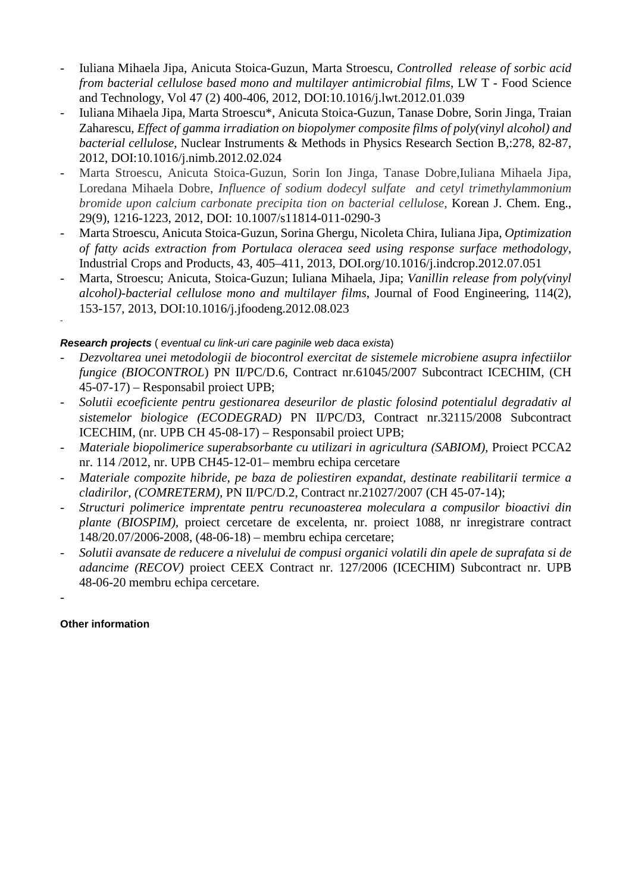- Iuliana Mihaela Jipa, Anicuta Stoica-Guzun, Marta Stroescu, *Controlled release of sorbic acid from bacterial cellulose based mono and multilayer antimicrobial films*, LW T - Food Science and Technology, Vol 47 (2) 400-406, 2012, DOI:10.1016/j.lwt.2012.01.039
- Iuliana Mihaela Jipa, Marta Stroescu*, Anicuta Stoica-Guzun, Tanase Dobre, Sorin Jinga, Traian Zaharescu, *Effect of gamma irradiation on biopolymer composite films of poly(vinyl alcohol) and bacterial cellulose*, Nuclear Instruments & Methods in Physics Research Section B,:278, 82-87, 2012, DOI:10.1016/j.nimb.2012.02.024
- Marta Stroescu, Anicuta Stoica-Guzun, Sorin Ion Jinga, Tanase Dobre,Iuliana Mihaela Jipa, Loredana Mihaela Dobre, *Influence of sodium dodecyl sulfate and cetyl trimethylammonium bromide upon calcium carbonate precipita tion on bacterial cellulose*, Korean J. Chem. Eng., 29(9), 1216-1223, 2012, DOI: 10.1007/s11814-011-0290-3
- Marta Stroescu, Anicuta Stoica-Guzun, Sorina Ghergu, Nicoleta Chira, Iuliana Jipa, *Optimization of fatty acids extraction from Portulaca oleracea seed using response surface methodology*, Industrial Crops and Products, 43, 405–411, 2013, DOI.org/10.1016/j.indcrop.2012.07.051
- Marta, Stroescu; Anicuta, Stoica-Guzun; Iuliana Mihaela, Jipa; *Vanillin release from poly(vinyl alcohol)-bacterial cellulose mono and multilayer films*, Journal of Food Engineering, 114(2), 153-157, 2013, DOI:10.1016/j.jfoodeng.2012.08.023
-

***Research projects*** ( *eventual cu link-uri care paginile web daca exista*)

- *Dezvoltarea unei metodologii de biocontrol exercitat de sistemele microbiene asupra infectiilor fungice (BIOCONTROL*) PN II/PC/D.6, Contract nr.61045/2007 Subcontract ICECHIM, (CH 45-07-17) – Responsabil proiect UPB;
- *Solutii ecoeficiente pentru gestionarea deseurilor de plastic folosind potentialul degradativ al sistemelor biologice (ECODEGRAD)* PN II/PC/D3, Contract nr.32115/2008 Subcontract ICECHIM, (nr. UPB CH 45-08-17) – Responsabil proiect UPB;
- *Materiale biopolimerice superabsorbante cu utilizari in agricultura (SABIOM),* Proiect PCCA2 nr. 114 /2012, nr. UPB CH45-12-01– membru echipa cercetare
- *Materiale compozite hibride, pe baza de poliestiren expandat, destinate reabilitarii termice a cladirilor, (COMRETERM),* PN II/PC/D.2, Contract nr.21027/2007 (CH 45-07-14);
- *Structuri polimerice imprentate pentru recunoasterea moleculara a compusilor bioactivi din plante (BIOSPIM)*, proiect cercetare de excelenta, nr. proiect 1088, nr inregistrare contract 148/20.07/2006-2008, (48-06-18) – membru echipa cercetare;
- *Solutii avansate de reducere a nivelului de compusi organici volatili din apele de suprafata si de adancime (RECOV)* proiect CEEX Contract nr. 127/2006 (ICECHIM) Subcontract nr. UPB 48-06-20 membru echipa cercetare.
-

**Other information**